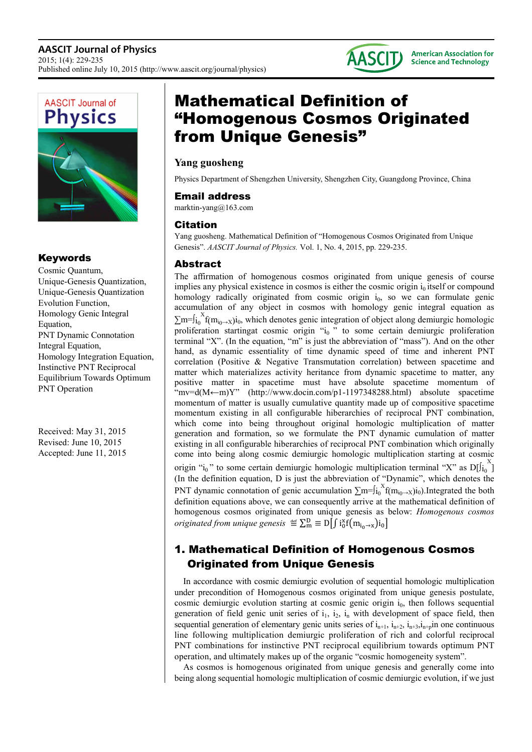# Mathematical Definition of "Homogenous Cosmos Originated from Unique Genesis"

**Yang guosheng**

Physics Department of Shengzhen University, Shengzhen City, Guangdong Province, China

## Email address

marktin-yang@163.com

## Citation

Yang guosheng. Mathematical Definition of "Homogenous Cosmos Originated from Unique Genesis". *AASCIT Journal of Physics.* Vol. 1, No. 4, 2015, pp. 229-235.

## Keywords

Cosmic Quantum, Unique-Genesis Quantization, Unique-Genesis Quantization Evolution Function, Homology Genic Integral Equation, PNT Dynamic Connotation Integral Equation, Homology Integration Equation, Instinctive PNT Reciprocal Equilibrium Towards Optimum PNT Operation

Received: May 31, 2015
Revised: June 10, 2015
Accepted: June 11, 2015

## Abstract

The affirmation of homogenous cosmos originated from unique genesis of course implies any physical existence in cosmos is either the cosmic origin $i_0$ itself or compound homology radically originated from cosmic origin $i_0$, so we can formulate genic accumulation of any object in cosmos with homology genic integral equation as $\sum m=\int_{i_0}^{X} f(m_{i_0\to X})i_0$, which denotes genic integration of object along demiurgic homologic proliferation startingat cosmic origin "$i_0$" to some certain demiurgic proliferation terminal "X". (In the equation, "m" is just the abbreviation of "mass"). And on the other hand, as dynamic essentiality of time dynamic speed of time and inherent PNT correlation (Positive & Negative Transmutation correlation) between spacetime and matter which materializes activity heritance from dynamic spacetime to matter, any positive matter in spacetime must have absolute spacetime momentum of "mv=d(M←m)Y" (http://www.docin.com/p1-1197348288.html) absolute spacetime momentum of matter is usually cumulative quantity made up of compositive spacetime momentum existing in all configurable hiberarchies of reciprocal PNT combination, which come into being throughout original homologic multiplication of matter generation and formation, so we formulate the PNT dynamic cumulation of matter existing in all configurable hiberarchies of reciprocal PNT combination which originally come into being along cosmic demiurgic homologic multiplication starting at cosmic origin "$i_0$" to some certain demiurgic homologic multiplication terminal "X" as $D[\int_{i_0}^{X}]$ (In the definition equation, D is just the abbreviation of "Dynamic", which denotes the PNT dynamic connotation of genic accumulation $\sum m=\int_{i_0}^{X} f(m_{i_0\to X})i_0$).Integrated the both definition equations above, we can consequently arrive at the mathematical definition of homogenous cosmos originated from unique genesis as below: *Homogenous cosmos originated from unique genesis* $\stackrel{\text{def}}{=} \sum_m^D \equiv D\left[\int i_0^x f\left(m_{i_0\to x}\right) i_0\right]$

## 1. Mathematical Definition of Homogenous Cosmos Originated from Unique Genesis

In accordance with cosmic demiurgic evolution of sequential homologic multiplication under precondition of Homogenous cosmos originated from unique genesis postulate, cosmic demiurgic evolution starting at cosmic genic origin $i_0$, then follows sequential generation of field genic unit series of $i_1$, $i_2$, $i_n$ with development of space field, then sequential generation of elementary genic units series of $i_{n+1}$, $i_{n+2}$, $i_{n+3}$,$i_{n+p}$in one continuous line following multiplication demiurgic proliferation of rich and colorful reciprocal PNT combinations for instinctive PNT reciprocal equilibrium towards optimum PNT operation, and ultimately makes up of the organic "cosmic homogeneity system".

As cosmos is homogenous originated from unique genesis and generally come into being along sequential homologic multiplication of cosmic demiurgic evolution, if we just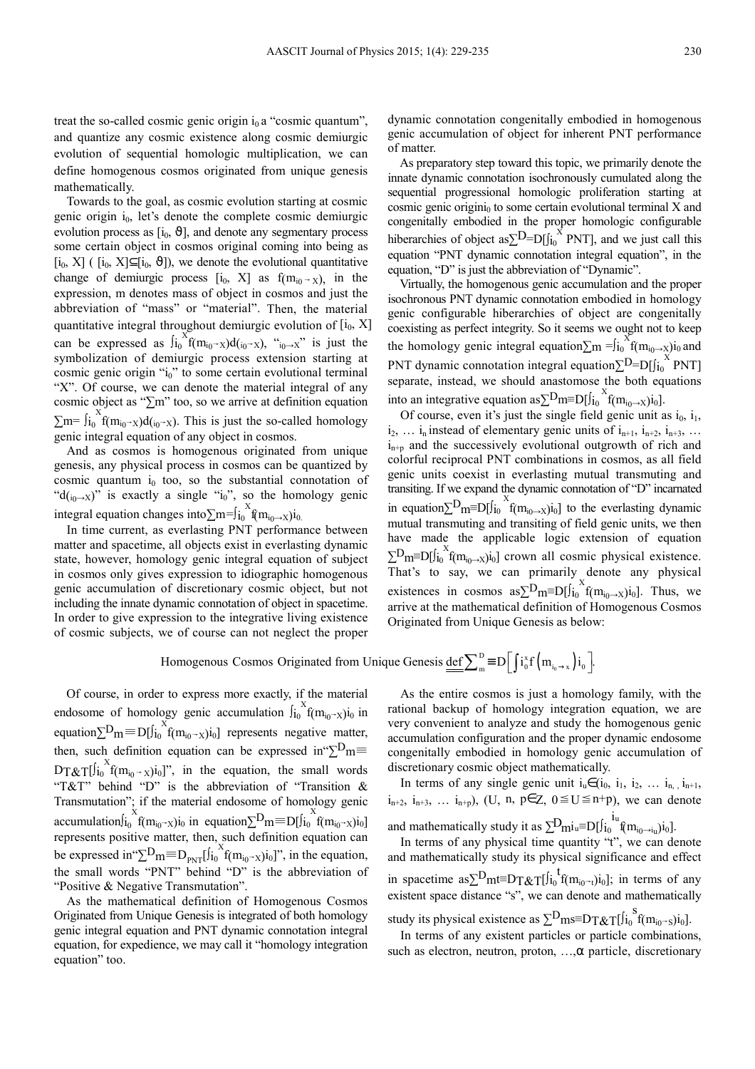treat the so-called cosmic genic origin $i_0$ a "cosmic quantum", and quantize any cosmic existence along cosmic demiurgic evolution of sequential homologic multiplication, we can define homogenous cosmos originated from unique genesis mathematically.

Towards to the goal, as cosmic evolution starting at cosmic genic origin $i_0$, let's denote the complete cosmic demiurgic evolution process as $[i_0, \vartheta]$, and denote any segmentary process some certain object in cosmos original coming into being as $[i_0, X]$ ( $[i_0, X]\subseteq[i_0, \vartheta]$), we denote the evolutional quantitative change of demiurgic process $[i_0, X]$ as $f(m_{i_0\to X})$, in the expression, m denotes mass of object in cosmos and just the abbreviation of "mass" or "material". Then, the material quantitative integral throughout demiurgic evolution of $[i_0, X]$ can be expressed as $\int_{i_0}^{X} f(m_{i_0\to X})d(_{i_0\to X})$, "$_{i_0\to X}$" is just the symbolization of demiurgic process extension starting at cosmic genic origin "$i_0$" to some certain evolutional terminal "X". Of course, we can denote the material integral of any cosmic object as "$\sum m$" too, so we arrive at definition equation $\sum m= \int_{i_0}^{X} f(m_{i_0\to X})d(_{i_0\to X})$. This is just the so-called homology genic integral equation of any object in cosmos.

And as cosmos is homogenous originated from unique genesis, any physical process in cosmos can be quantized by cosmic quantum $i_0$ too, so the substantial connotation of "$d(_{i_0\to X})$" is exactly a single "$i_0$", so the homology genic integral equation changes into $\sum m=\int_{i_0}^{X} f(m_{i_0\to X})i_0$.

In time current, as everlasting PNT performance between matter and spacetime, all objects exist in everlasting dynamic state, however, homology genic integral equation of subject in cosmos only gives expression to idiographic homogenous genic accumulation of discretionary cosmic object, but not including the innate dynamic connotation of object in spacetime. In order to give expression to the integrative living existence of cosmic subjects, we of course can not neglect the proper dynamic connotation congenitally embodied in homogenous genic accumulation of object for inherent PNT performance of matter.

As preparatory step toward this topic, we primarily denote the innate dynamic connotation isochronously cumulated along the sequential progressional homologic proliferation starting at cosmic genic origin $i_0$ to some certain evolutional terminal X and congenitally embodied in the proper homologic configurable hiberarchies of object as $\sum^D=D[\int_{i_0}^{X} PNT]$, and we just call this equation "PNT dynamic connotation integral equation", in the equation, "D" is just the abbreviation of "Dynamic".

Virtually, the homogenous genic accumulation and the proper isochronous PNT dynamic connotation embodied in homology genic configurable hiberarchies of object are congenitally coexisting as perfect integrity. So it seems we ought not to keep the homology genic integral equation $\sum m =\int_{i_0}^{X} f(m_{i_0\to X})i_0$ and PNT dynamic connotation integral equation $\sum^D=D[\int_{i_0}^{X} PNT]$ separate, instead, we should anastomose the both equations into an integrative equation as $\sum^D m\equiv D[\int_{i_0}^{X} f(m_{i_0\to X})i_0]$.

Of course, even it's just the single field genic unit as $i_0$, $i_1$, $i_2$, … $i_n$ instead of elementary genic units of $i_{n+1}$, $i_{n+2}$, $i_{n+3}$, … $i_{n+p}$ and the successively evolutional outgrowth of rich and colorful reciprocal PNT combinations in cosmos, as all field genic units coexist in everlasting mutual transmuting and transiting. If we expand the dynamic connotation of "D" incarnated in equation $\sum^D m\equiv D[\int_{i_0}^{X} f(m_{i_0\to X})i_0]$ to the everlasting dynamic mutual transmuting and transiting of field genic units, we then have made the applicable logic extension of equation $\sum^D m\equiv D[\int_{i_0}^{X} f(m_{i_0\to X})i_0]$ crown all cosmic physical existence. That's to say, we can primarily denote any physical existences in cosmos as $\sum^D m\equiv D[\int_{i_0}^{X} f(m_{i_0\to X})i_0]$. Thus, we arrive at the mathematical definition of Homogenous Cosmos Originated from Unique Genesis as below:

$$\text{Homogenous Cosmos Originated from Unique Genesis} \ \underline{\underline{\text{def}}} \sum\nolimits_{m}^{D} \equiv D\left[\int_{i_0}^{X} f\left(m_{i_0\to X}\right) i_0\right].$$

Of course, in order to express more exactly, if the material endosome of homology genic accumulation $\int_{i_0}^{X} f(m_{i_0\to X})i_0$ in equation $\sum^D m\equiv D[\int_{i_0}^{X} f(m_{i_0\to X})i_0]$ represents negative matter, then, such definition equation can be expressed in "$\sum^D m\equiv D_{T\&T}[\int_{i_0}^{X} f(m_{i_0\to X})i_0]$", in the equation, the small words "T&T" behind "D" is the abbreviation of "Transition & Transmutation"; if the material endosome of homology genic accumulation $\int_{i_0}^{X} f(m_{i_0\to X})i_0$ in equation $\sum^D m\equiv D[\int_{i_0}^{X} f(m_{i_0\to X})i_0]$ represents positive matter, then, such definition equation can be expressed in "$\sum^D m\equiv D_{PNT}[\int_{i_0}^{X} f(m_{i_0\to X})i_0]$", in the equation, the small words "PNT" behind "D" is the abbreviation of "Positive & Negative Transmutation".

As the mathematical definition of Homogenous Cosmos Originated from Unique Genesis is integrated of both homology genic integral equation and PNT dynamic connotation integral equation, for expedience, we may call it "homology integration equation" too.

As the entire cosmos is just a homology family, with the rational backup of homology integration equation, we are very convenient to analyze and study the homogenous genic accumulation configuration and the proper dynamic endosome congenitally embodied in homology genic accumulation of discretionary cosmic object mathematically.

In terms of any single genic unit $i_u\in(i_0, i_1, i_2, \ldots i_n, i_{n+1}, i_{n+2}, i_{n+3}, \ldots i_{n+p})$, $(U, n, p\in Z, 0\leqq U\leqq n+p)$, we can denote and mathematically study it as $\sum^D m i_u\equiv D[\int_{i_0}^{i_u} f(m_{i_0\to i_u})i_0]$.

In terms of any physical time quantity "t", we can denote and mathematically study its physical significance and effect in spacetime as $\sum^D m t\equiv D_{T\&T}[\int_{i_0}^{t} f(m_{i_0\to t})i_0]$; in terms of any existent space distance "s", we can denote and mathematically study its physical existence as $\sum^D m s\equiv D_{T\&T}[\int_{i_0}^{s} f(m_{i_0\to s})i_0]$.

In terms of any existent particles or particle combinations, such as electron, neutron, proton, …, α particle, discretionary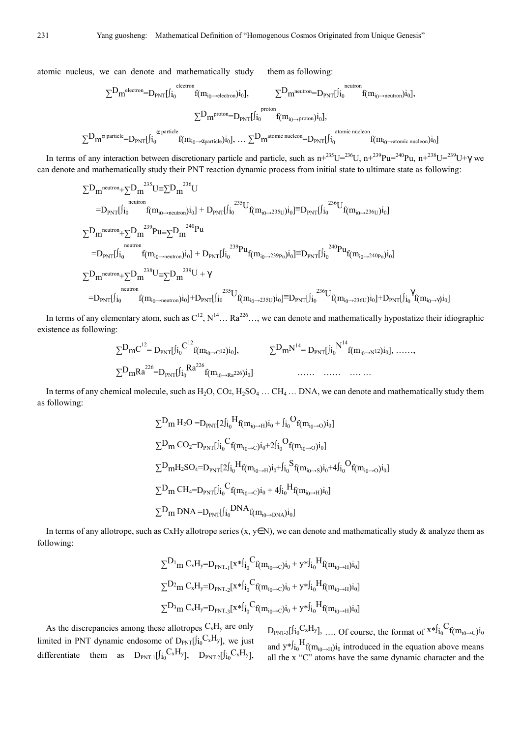atomic nucleus, we can denote and mathematically study them as following:

$$\sum D_m^{electron}=D_{PNT}[\int_{i_0}^{electron} f(m_{i_0\to electron})i_0], \qquad \sum D_m^{neutron}=D_{PNT}[\int_{i_0}^{neutron} f(m_{i_0\to neutron})i_0],$$

$$\sum D_m^{proton}=D_{PNT}[\int_{i_0}^{proton} f(m_{i_0\to proton})i_0],$$

$$\sum D_m^{\alpha\ particle}=D_{PNT}[\int_{i_0}^{\alpha\ particle} f(m_{i_0\to \alpha particle})i_0], \ldots \sum D_m^{atomic\ nucleon}=D_{PNT}[\int_{i_0}^{atomic\ nucleon} f(m_{i_0\to atomic\ nucleon})i_0]$$

In terms of any interaction between discretionary particle and particle, such as $n+^{235}U=^{236}U$, $n+^{239}Pu=^{240}Pu$, $n+^{238}U=^{239}U+\gamma$ we can denote and mathematically study their PNT reaction dynamic process from initial state to ultimate state as following:

$$\sum D_m^{neutron}+\sum D_m^{235}U\equiv\sum D_m^{236}U$$
$$=D_{PNT}[\int_{i_0}^{neutron} f(m_{i_0\to neutron})i_0] + D_{PNT}[\int_{i_0}^{235U} f(m_{i_0\to 235U})i_0]\equiv D_{PNT}[\int_{i_0}^{236U} f(m_{i_0\to 236U})i_0]$$

$$\sum D_m^{neutron}+\sum D_m^{239}Pu\equiv\sum D_m^{240}Pu$$
$$=D_{PNT}[\int_{i_0}^{neutron} f(m_{i_0\to neutron})i_0] + D_{PNT}[\int_{i_0}^{239Pu} f(m_{i_0\to 239Pu})i_0]\equiv D_{PNT}[\int_{i_0}^{240Pu} f(m_{i_0\to 240Pu})i_0]$$

$$\sum D_m^{neutron}+\sum D_m^{238}U\equiv\sum D_m^{239}U+\gamma$$
$$=D_{PNT}[\int_{i_0}^{neutron} f(m_{i_0\to neutron})i_0]+D_{PNT}[\int_{i_0}^{235U} f(m_{i_0\to 235U})i_0]\equiv D_{PNT}[\int_{i_0}^{236U} f(m_{i_0\to 236U})i_0]+D_{PNT}[\int_{i_0}^{\gamma} f(m_{i_0\to \gamma})i_0]$$

In terms of any elementary atom, such as $C^{12}$, $N^{14}$… $Ra^{226}$…, we can denote and mathematically hypostatize their idiographic existence as following:

$$\sum D_m C^{12}= D_{PNT}[\int_{i_0}^{C^{12}} f(m_{i_0\to C^{12}})i_0], \qquad \sum D_m N^{14}= D_{PNT}[\int_{i_0}^{N^{14}} f(m_{i_0\to N^{12}})i_0], \ \ldots\ldots,$$

$$\sum D_m Ra^{226}=D_{PNT}[\int_{i_0}^{Ra^{226}} f(m_{i_0\to Ra^{226}})i_0] \qquad \ldots\ldots \quad \ldots\ldots \quad \ldots\ldots$$

In terms of any chemical molecule, such as $H_2O$, $CO_2$, $H_2SO_4$ … $CH_4$ … DNA, we can denote and mathematically study them as following:

$$\sum D_m\ H_2O =D_{PNT}[2\int_{i_0}^{H} f(m_{i_0\to H})i_0 + \int_{i_0}^{O} f(m_{i_0\to O})i_0]$$

$$\sum D_m\ CO_2=D_{PNT}[\int_{i_0}^{C} f(m_{i_0\to C})i_0+2\int_{i_0}^{O} f(m_{i_0\to O})i_0]$$

$$\sum D_m H_2SO_4=D_{PNT}[2\int_{i_0}^{H} f(m_{i_0\to H})i_0+\int_{i_0}^{S} f(m_{i_0\to S})i_0+4\int_{i_0}^{O} f(m_{i_0\to O})i_0]$$

$$\sum D_m\ CH_4=D_{PNT}[\int_{i_0}^{C} f(m_{i_0\to C})i_0 + 4\int_{i_0}^{H} f(m_{i_0\to H})i_0]$$

$$\sum D_m\ DNA =D_{PNT}[\int_{i_0}^{DNA} f(m_{i_0\to DNA})i_0]$$

In terms of any allotrope, such as CxHy allotrope series (x, y∈N), we can denote and mathematically study & analyze them as following:

$$\sum D_{1m}\ C_xH_y=D_{PNT\text{-}1}[x*\int_{i_0}^{C} f(m_{i_0\to C})i_0 + y*\int_{i_0}^{H} f(m_{i_0\to H})i_0]$$

$$\sum D_{2m}\ C_xH_y=D_{PNT\text{-}2}[x*\int_{i_0}^{C} f(m_{i_0\to C})i_0 + y*\int_{i_0}^{H} f(m_{i_0\to H})i_0]$$

$$\sum D_{3m}\ C_xH_y=D_{PNT\text{-}3}[x*\int_{i_0}^{C} f(m_{i_0\to C})i_0 + y*\int_{i_0}^{H} f(m_{i_0\to H})i_0]$$

As the discrepancies among these allotropes $C_xH_y$ are only limited in PNT dynamic endosome of $D_{PNT}[\int_{i_0} C_xH_y]$, we just differentiate them as $D_{PNT\text{-}1}[\int_{i_0} C_xH_y]$, $D_{PNT\text{-}2}[\int_{i_0} C_xH_y]$, $D_{PNT\text{-}3}[\int_{i_0} C_xH_y]$, …. Of course, the format of $x*\int_{i_0}^{C} f(m_{i_0\to C})i_0$ and $y*\int_{i_0}^{H} f(m_{i_0\to H})i_0$ introduced in the equation above means all the x "C" atoms have the same dynamic character and the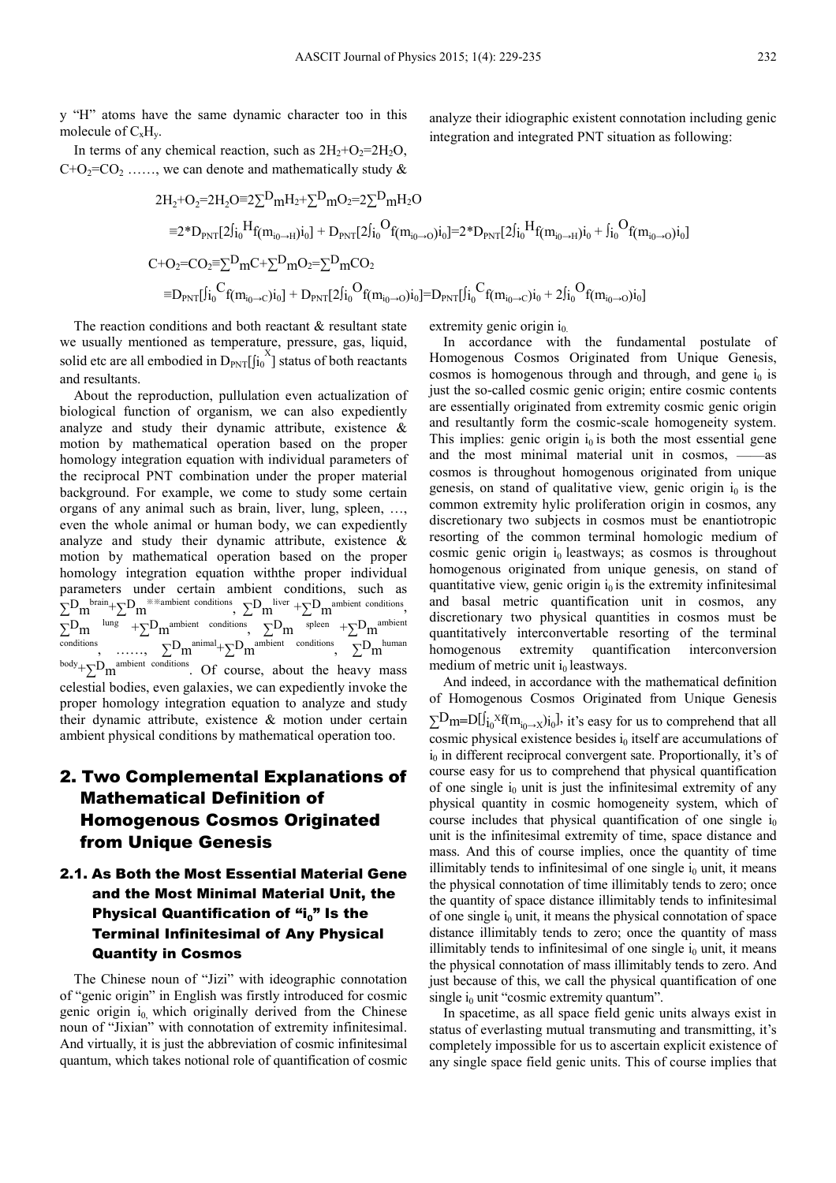y "H" atoms have the same dynamic character too in this molecule of $C_xH_y$.

In terms of any chemical reaction, such as $2H_2+O_2=2H_2O$, $C+O_2=CO_2$ ……, we can denote and mathematically study & analyze their idiographic existent connotation including genic integration and integrated PNT situation as following:

$$2H_2+O_2=2H_2O\equiv 2\sum^{D}m H_2+\sum^{D}m O_2=2\sum^{D}m H_2O$$

$$\equiv 2*D_{PNT}[2\int_{i_0}^{H}f(m_{i_0\to H})i_0] + D_{PNT}[2\int_{i_0}^{O}f(m_{i_0\to O})i_0]=2*D_{PNT}[2\int_{i_0}^{H}f(m_{i_0\to H})i_0 + \int_{i_0}^{O}f(m_{i_0\to O})i_0]$$

$$C+O_2=CO_2\equiv\sum^{D}m C+\sum^{D}m O_2=\sum^{D}m CO_2$$

$$\equiv D_{PNT}[\int_{i_0}^{C}f(m_{i_0\to C})i_0] + D_{PNT}[2\int_{i_0}^{O}f(m_{i_0\to O})i_0]=D_{PNT}[\int_{i_0}^{C}f(m_{i_0\to C})i_0 + 2\int_{i_0}^{O}f(m_{i_0\to O})i_0]$$

The reaction conditions and both reactant & resultant state we usually mentioned as temperature, pressure, gas, liquid, solid etc are all embodied in $D_{PNT}[\int_{i_0}^{X}]$ status of both reactants and resultants.

About the reproduction, pullulation even actualization of biological function of organism, we can also expediently analyze and study their dynamic attribute, existence & motion by mathematical operation based on the proper homology integration equation with individual parameters of the reciprocal PNT combination under the proper material background. For example, we come to study some certain organs of any animal such as brain, liver, lung, spleen, …, even the whole animal or human body, we can expediently analyze and study their dynamic attribute, existence & motion by mathematical operation based on the proper homology integration equation withthe proper individual parameters under certain ambient conditions, such as $\sum^{D}m^{brain}+\sum^{D}m^{※※ambient\ conditions}$, $\sum^{D}m^{liver}+\sum^{D}m^{ambient\ conditions}$, $\sum^{D}m^{lung}+\sum^{D}m^{ambient\ conditions}$, $\sum^{D}m^{spleen}+\sum^{D}m^{ambient\ conditions}$, ……, $\sum^{D}m^{animal}+\sum^{D}m^{ambient\ conditions}$, $\sum^{D}m^{human\ body}+\sum^{D}m^{ambient\ conditions}$. Of course, about the heavy mass celestial bodies, even galaxies, we can expediently invoke the proper homology integration equation to analyze and study their dynamic attribute, existence & motion under certain ambient physical conditions by mathematical operation too.

## 2. Two Complemental Explanations of Mathematical Definition of Homogenous Cosmos Originated from Unique Genesis

### 2.1. As Both the Most Essential Material Gene and the Most Minimal Material Unit, the Physical Quantification of "$i_0$" Is the Terminal Infinitesimal of Any Physical Quantity in Cosmos

The Chinese noun of "Jizi" with ideographic connotation of "genic origin" in English was firstly introduced for cosmic genic origin $i_0$, which originally derived from the Chinese noun of "Jixian" with connotation of extremity infinitesimal. And virtually, it is just the abbreviation of cosmic infinitesimal quantum, which takes notional role of quantification of cosmic extremity genic origin $i_0$.

In accordance with the fundamental postulate of Homogenous Cosmos Originated from Unique Genesis, cosmos is homogenous through and through, and gene $i_0$ is just the so-called cosmic genic origin; entire cosmic contents are essentially originated from extremity cosmic genic origin and resultantly form the cosmic-scale homogeneity system. This implies: genic origin $i_0$ is both the most essential gene and the most minimal material unit in cosmos, ——as cosmos is throughout homogenous originated from unique genesis, on stand of qualitative view, genic origin $i_0$ is the common extremity hylic proliferation origin in cosmos, any discretionary two subjects in cosmos must be enantiotropic resorting of the common terminal homologic medium of cosmic genic origin $i_0$ leastways; as cosmos is throughout homogenous originated from unique genesis, on stand of quantitative view, genic origin $i_0$ is the extremity infinitesimal and basal metric quantification unit in cosmos, any discretionary two physical quantities in cosmos must be quantitatively interconvertable resorting of the terminal homogenous extremity quantification interconversion medium of metric unit $i_0$ leastways.

And indeed, in accordance with the mathematical definition of Homogenous Cosmos Originated from Unique Genesis $\sum^{D}m=D[\int_{i_0}^{X}f(m_{i_0\to X})i_0]$, it's easy for us to comprehend that all cosmic physical existence besides $i_0$ itself are accumulations of $i_0$ in different reciprocal convergent sate. Proportionally, it's of course easy for us to comprehend that physical quantification of one single $i_0$ unit is just the infinitesimal extremity of any physical quantity in cosmic homogeneity system, which of course includes that physical quantification of one single $i_0$ unit is the infinitesimal extremity of time, space distance and mass. And this of course implies, once the quantity of time illimitably tends to infinitesimal of one single $i_0$ unit, it means the physical connotation of time illimitably tends to zero; once the quantity of space distance illimitably tends to infinitesimal of one single $i_0$ unit, it means the physical connotation of space distance illimitably tends to zero; once the quantity of mass illimitably tends to infinitesimal of one single $i_0$ unit, it means the physical connotation of mass illimitably tends to zero. And just because of this, we call the physical quantification of one single $i_0$ unit "cosmic extremity quantum".

In spacetime, as all space field genic units always exist in status of everlasting mutual transmuting and transmitting, it's completely impossible for us to ascertain explicit existence of any single space field genic units. This of course implies that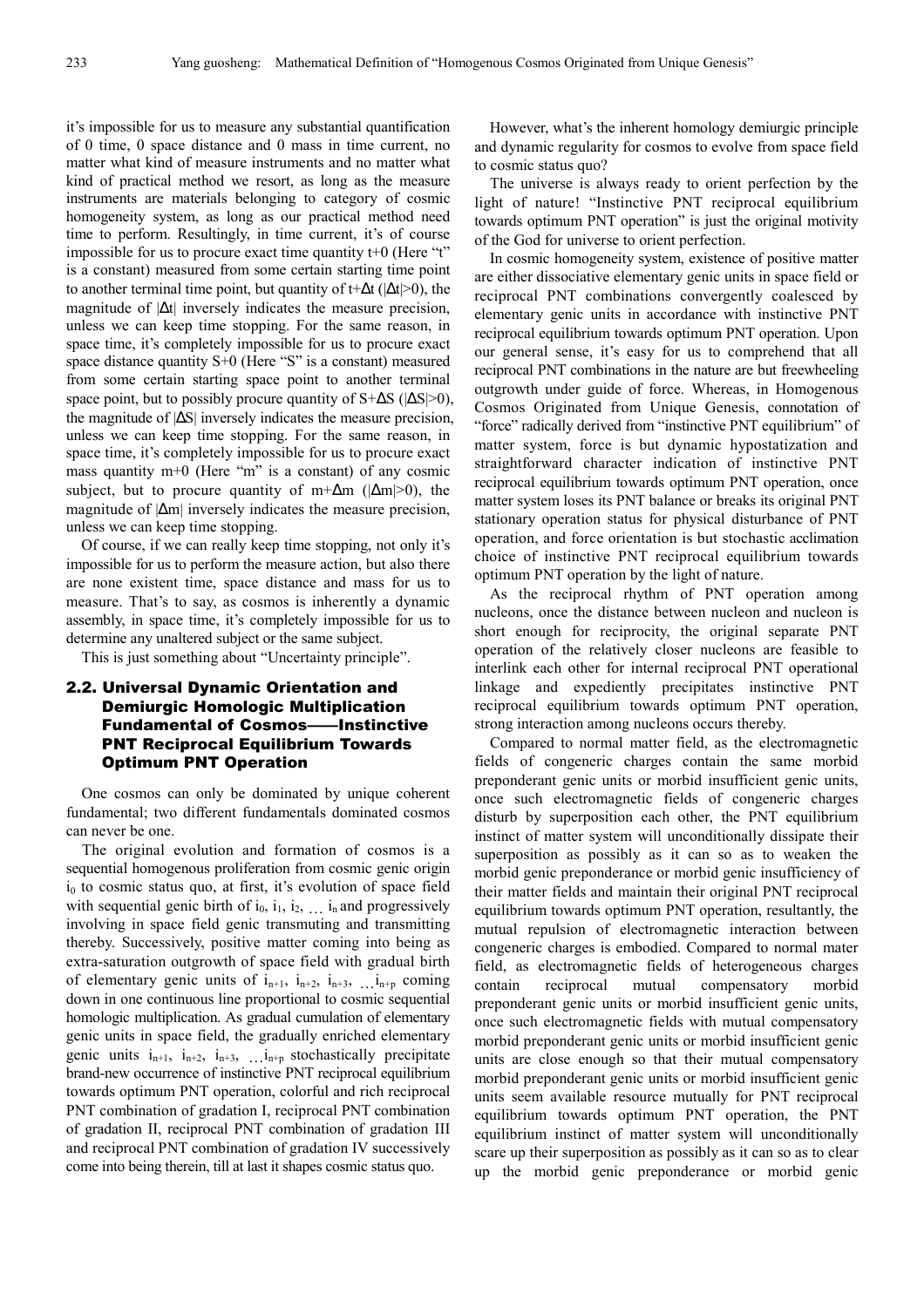it's impossible for us to measure any substantial quantification of 0 time, 0 space distance and 0 mass in time current, no matter what kind of measure instruments and no matter what kind of practical method we resort, as long as the measure instruments are materials belonging to category of cosmic homogeneity system, as long as our practical method need time to perform. Resultingly, in time current, it's of course impossible for us to procure exact time quantity t+0 (Here "t" is a constant) measured from some certain starting time point to another terminal time point, but quantity of $t+\Delta t$ ($|\Delta t|>0$), the magnitude of $|\Delta t|$ inversely indicates the measure precision, unless we can keep time stopping. For the same reason, in space time, it's completely impossible for us to procure exact space distance quantity S+0 (Here "S" is a constant) measured from some certain starting space point to another terminal space point, but to possibly procure quantity of $S+\Delta S$ ($|\Delta S|>0$), the magnitude of $|\Delta S|$ inversely indicates the measure precision, unless we can keep time stopping. For the same reason, in space time, it's completely impossible for us to procure exact mass quantity m+0 (Here "m" is a constant) of any cosmic subject, but to procure quantity of $m+\Delta m$ ($|\Delta m|>0$), the magnitude of $|\Delta m|$ inversely indicates the measure precision, unless we can keep time stopping.

Of course, if we can really keep time stopping, not only it's impossible for us to perform the measure action, but also there are none existent time, space distance and mass for us to measure. That's to say, as cosmos is inherently a dynamic assembly, in space time, it's completely impossible for us to determine any unaltered subject or the same subject.

This is just something about "Uncertainty principle".

### 2.2. Universal Dynamic Orientation and Demiurgic Homologic Multiplication Fundamental of Cosmos——Instinctive PNT Reciprocal Equilibrium Towards Optimum PNT Operation

One cosmos can only be dominated by unique coherent fundamental; two different fundamentals dominated cosmos can never be one.

The original evolution and formation of cosmos is a sequential homogenous proliferation from cosmic genic origin $i_0$ to cosmic status quo, at first, it's evolution of space field with sequential genic birth of $i_0, i_1, i_2, \ldots i_n$ and progressively involving in space field genic transmuting and transmitting thereby. Successively, positive matter coming into being as extra-saturation outgrowth of space field with gradual birth of elementary genic units of $i_{n+1}, i_{n+2}, i_{n+3}, \ldots i_{n+p}$ coming down in one continuous line proportional to cosmic sequential homologic multiplication. As gradual cumulation of elementary genic units in space field, the gradually enriched elementary genic units $i_{n+1}, i_{n+2}, i_{n+3}, \ldots i_{n+p}$ stochastically precipitate brand-new occurrence of instinctive PNT reciprocal equilibrium towards optimum PNT operation, colorful and rich reciprocal PNT combination of gradation I, reciprocal PNT combination of gradation II, reciprocal PNT combination of gradation III and reciprocal PNT combination of gradation IV successively come into being therein, till at last it shapes cosmic status quo.

However, what's the inherent homology demiurgic principle and dynamic regularity for cosmos to evolve from space field to cosmic status quo?

The universe is always ready to orient perfection by the light of nature! "Instinctive PNT reciprocal equilibrium towards optimum PNT operation" is just the original motivity of the God for universe to orient perfection.

In cosmic homogeneity system, existence of positive matter are either dissociative elementary genic units in space field or reciprocal PNT combinations convergently coalesced by elementary genic units in accordance with instinctive PNT reciprocal equilibrium towards optimum PNT operation. Upon our general sense, it's easy for us to comprehend that all reciprocal PNT combinations in the nature are but freewheeling outgrowth under guide of force. Whereas, in Homogenous Cosmos Originated from Unique Genesis, connotation of "force" radically derived from "instinctive PNT equilibrium" of matter system, force is but dynamic hypostatization and straightforward character indication of instinctive PNT reciprocal equilibrium towards optimum PNT operation, once matter system loses its PNT balance or breaks its original PNT stationary operation status for physical disturbance of PNT operation, and force orientation is but stochastic acclimation choice of instinctive PNT reciprocal equilibrium towards optimum PNT operation by the light of nature.

As the reciprocal rhythm of PNT operation among nucleons, once the distance between nucleon and nucleon is short enough for reciprocity, the original separate PNT operation of the relatively closer nucleons are feasible to interlink each other for internal reciprocal PNT operational linkage and expediently precipitates instinctive PNT reciprocal equilibrium towards optimum PNT operation, strong interaction among nucleons occurs thereby.

Compared to normal matter field, as the electromagnetic fields of congeneric charges contain the same morbid preponderant genic units or morbid insufficient genic units, once such electromagnetic fields of congeneric charges disturb by superposition each other, the PNT equilibrium instinct of matter system will unconditionally dissipate their superposition as possibly as it can so as to weaken the morbid genic preponderance or morbid genic insufficiency of their matter fields and maintain their original PNT reciprocal equilibrium towards optimum PNT operation, resultantly, the mutual repulsion of electromagnetic interaction between congeneric charges is embodied. Compared to normal mater field, as electromagnetic fields of heterogeneous charges contain reciprocal mutual compensatory morbid preponderant genic units or morbid insufficient genic units, once such electromagnetic fields with mutual compensatory morbid preponderant genic units or morbid insufficient genic units are close enough so that their mutual compensatory morbid preponderant genic units or morbid insufficient genic units seem available resource mutually for PNT reciprocal equilibrium towards optimum PNT operation, the PNT equilibrium instinct of matter system will unconditionally scare up their superposition as possibly as it can so as to clear up the morbid genic preponderance or morbid genic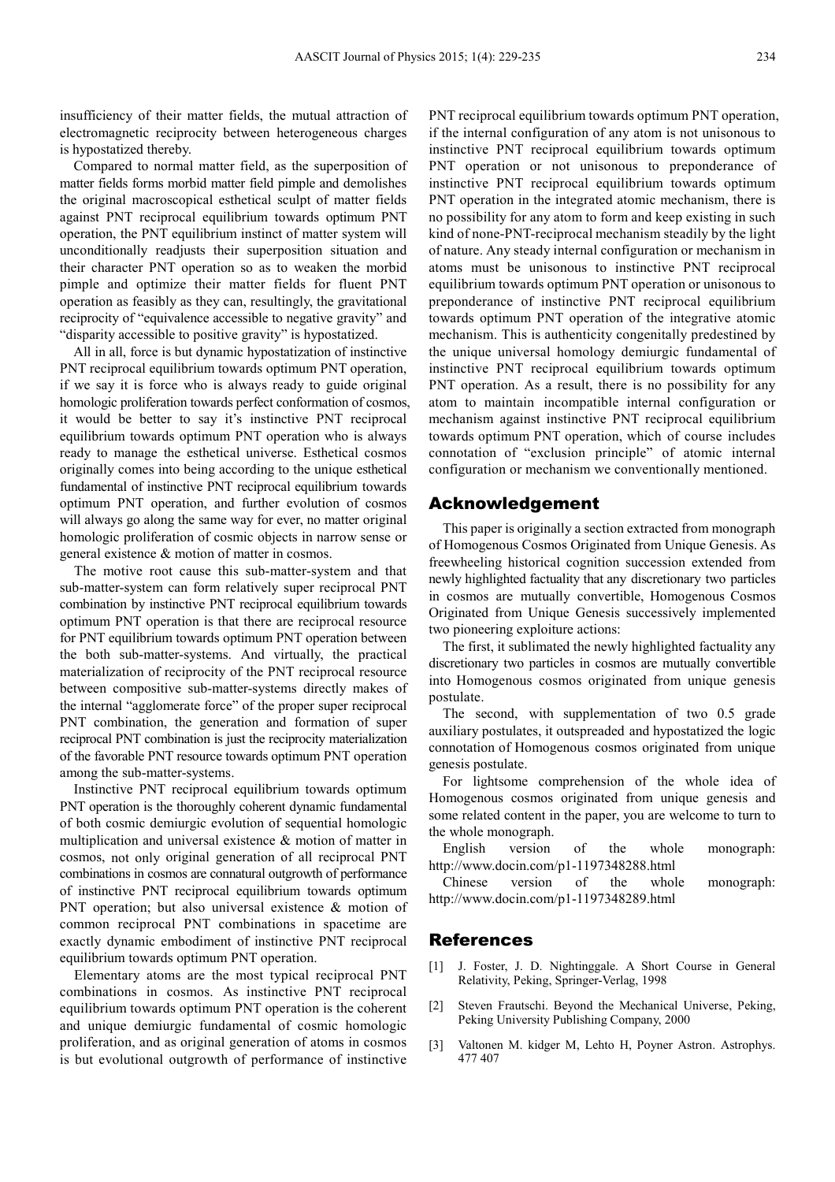insufficiency of their matter fields, the mutual attraction of electromagnetic reciprocity between heterogeneous charges is hypostatized thereby.

Compared to normal matter field, as the superposition of matter fields forms morbid matter field pimple and demolishes the original macroscopical esthetical sculpt of matter fields against PNT reciprocal equilibrium towards optimum PNT operation, the PNT equilibrium instinct of matter system will unconditionally readjusts their superposition situation and their character PNT operation so as to weaken the morbid pimple and optimize their matter fields for fluent PNT operation as feasibly as they can, resultingly, the gravitational reciprocity of "equivalence accessible to negative gravity" and "disparity accessible to positive gravity" is hypostatized.

All in all, force is but dynamic hypostatization of instinctive PNT reciprocal equilibrium towards optimum PNT operation, if we say it is force who is always ready to guide original homologic proliferation towards perfect conformation of cosmos, it would be better to say it's instinctive PNT reciprocal equilibrium towards optimum PNT operation who is always ready to manage the esthetical universe. Esthetical cosmos originally comes into being according to the unique esthetical fundamental of instinctive PNT reciprocal equilibrium towards optimum PNT operation, and further evolution of cosmos will always go along the same way for ever, no matter original homologic proliferation of cosmic objects in narrow sense or general existence & motion of matter in cosmos.

The motive root cause this sub-matter-system and that sub-matter-system can form relatively super reciprocal PNT combination by instinctive PNT reciprocal equilibrium towards optimum PNT operation is that there are reciprocal resource for PNT equilibrium towards optimum PNT operation between the both sub-matter-systems. And virtually, the practical materialization of reciprocity of the PNT reciprocal resource between compositive sub-matter-systems directly makes of the internal "agglomerate force" of the proper super reciprocal PNT combination, the generation and formation of super reciprocal PNT combination is just the reciprocity materialization of the favorable PNT resource towards optimum PNT operation among the sub-matter-systems.

Instinctive PNT reciprocal equilibrium towards optimum PNT operation is the thoroughly coherent dynamic fundamental of both cosmic demiurgic evolution of sequential homologic multiplication and universal existence & motion of matter in cosmos, not only original generation of all reciprocal PNT combinations in cosmos are connatural outgrowth of performance of instinctive PNT reciprocal equilibrium towards optimum PNT operation; but also universal existence & motion of common reciprocal PNT combinations in spacetime are exactly dynamic embodiment of instinctive PNT reciprocal equilibrium towards optimum PNT operation.

Elementary atoms are the most typical reciprocal PNT combinations in cosmos. As instinctive PNT reciprocal equilibrium towards optimum PNT operation is the coherent and unique demiurgic fundamental of cosmic homologic proliferation, and as original generation of atoms in cosmos is but evolutional outgrowth of performance of instinctive PNT reciprocal equilibrium towards optimum PNT operation, if the internal configuration of any atom is not unisonous to instinctive PNT reciprocal equilibrium towards optimum PNT operation or not unisonous to preponderance of instinctive PNT reciprocal equilibrium towards optimum PNT operation in the integrated atomic mechanism, there is no possibility for any atom to form and keep existing in such kind of none-PNT-reciprocal mechanism steadily by the light of nature. Any steady internal configuration or mechanism in atoms must be unisonous to instinctive PNT reciprocal equilibrium towards optimum PNT operation or unisonous to preponderance of instinctive PNT reciprocal equilibrium towards optimum PNT operation of the integrative atomic mechanism. This is authenticity congenitally predestined by the unique universal homology demiurgic fundamental of instinctive PNT reciprocal equilibrium towards optimum PNT operation. As a result, there is no possibility for any atom to maintain incompatible internal configuration or mechanism against instinctive PNT reciprocal equilibrium towards optimum PNT operation, which of course includes connotation of "exclusion principle" of atomic internal configuration or mechanism we conventionally mentioned.

## Acknowledgement

This paper is originally a section extracted from monograph of Homogenous Cosmos Originated from Unique Genesis. As freewheeling historical cognition succession extended from newly highlighted factuality that any discretionary two particles in cosmos are mutually convertible, Homogenous Cosmos Originated from Unique Genesis successively implemented two pioneering exploiture actions:

The first, it sublimated the newly highlighted factuality any discretionary two particles in cosmos are mutually convertible into Homogenous cosmos originated from unique genesis postulate.

The second, with supplementation of two 0.5 grade auxiliary postulates, it outspreaded and hypostatized the logic connotation of Homogenous cosmos originated from unique genesis postulate.

For lightsome comprehension of the whole idea of Homogenous cosmos originated from unique genesis and some related content in the paper, you are welcome to turn to the whole monograph.

English version of the whole monograph: http://www.docin.com/p1-1197348288.html

Chinese version of the whole monograph: http://www.docin.com/p1-1197348289.html

## References

[1] J. Foster, J. D. Nightinggale. A Short Course in General Relativity, Peking, Springer-Verlag, 1998

[2] Steven Frautschi. Beyond the Mechanical Universe, Peking, Peking University Publishing Company, 2000

[3] Valtonen M. kidger M, Lehto H, Poyner Astron. Astrophys. 477 407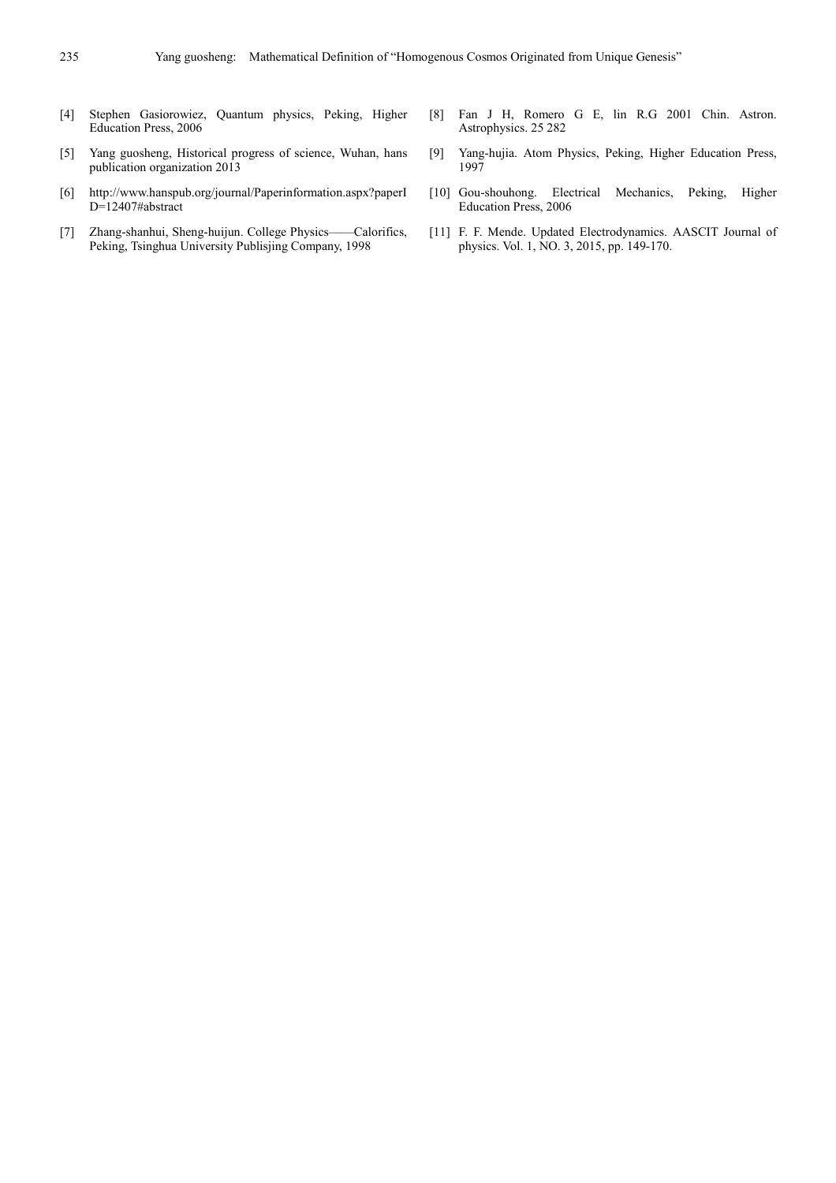[4] Stephen Gasiorowiez, Quantum physics, Peking, Higher Education Press, 2006

[5] Yang guosheng, Historical progress of science, Wuhan, hans publication organization 2013

[6] http://www.hanspub.org/journal/Paperinformation.aspx?paperID=12407#abstract

[7] Zhang-shanhui, Sheng-huijun. College Physics——Calorifics, Peking, Tsinghua University Publisjing Company, 1998

[8] Fan J H, Romero G E, lin R.G 2001 Chin. Astron. Astrophysics. 25 282

[9] Yang-hujia. Atom Physics, Peking, Higher Education Press, 1997

[10] Gou-shouhong. Electrical Mechanics, Peking, Higher Education Press, 2006

[11] F. F. Mende. Updated Electrodynamics. AASCIT Journal of physics. Vol. 1, NO. 3, 2015, pp. 149-170.